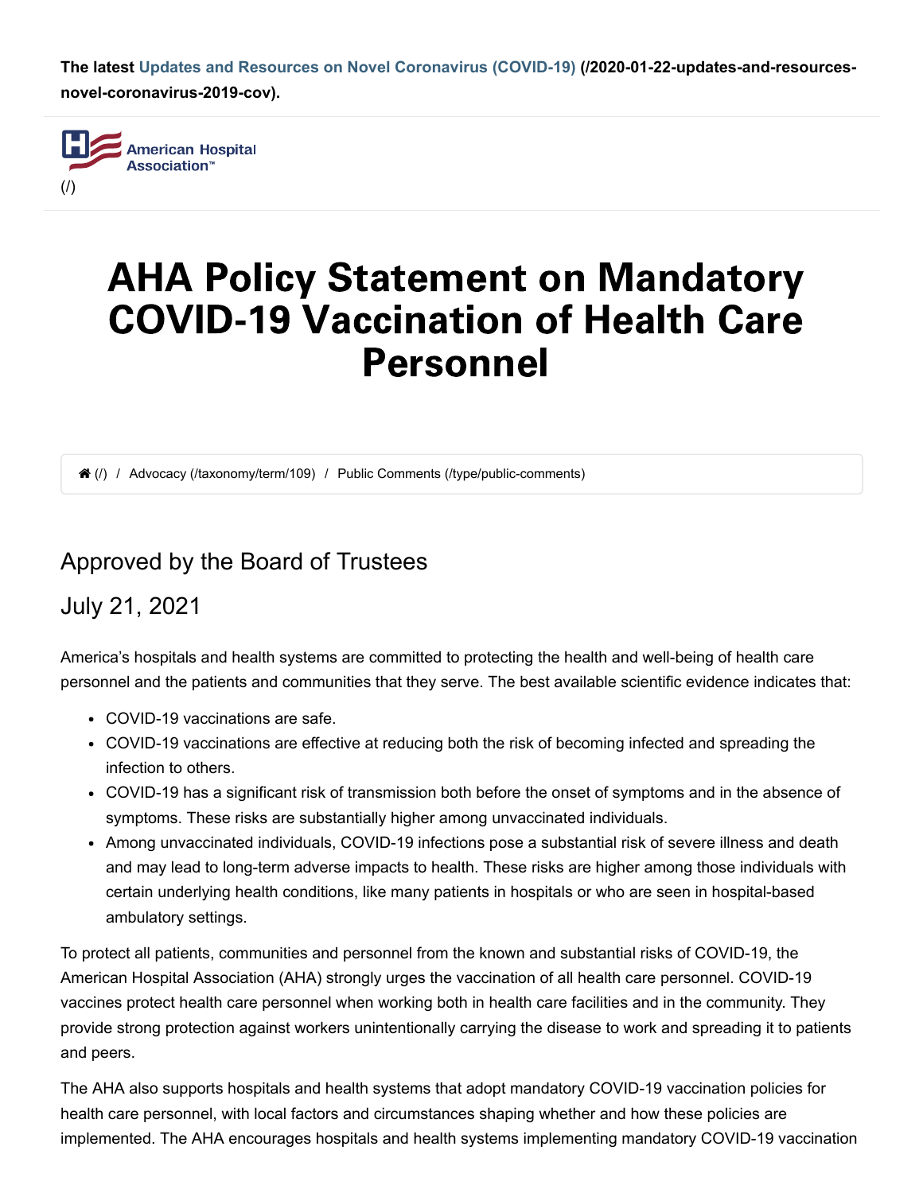**The latest Updates and Resources on Novel Coronavirus (COVID-19) (/2020-01-22-updates-and-resources-novel-coronavirus-2019-cov).**

American Hospital Association™

(/)

# AHA Policy Statement on Mandatory COVID-19 Vaccination of Health Care Personnel

(/) / Advocacy (/taxonomy/term/109) / Public Comments (/type/public-comments)

## Approved by the Board of Trustees

## July 21, 2021

America's hospitals and health systems are committed to protecting the health and well-being of health care personnel and the patients and communities that they serve. The best available scientific evidence indicates that:

- COVID-19 vaccinations are safe.
- COVID-19 vaccinations are effective at reducing both the risk of becoming infected and spreading the infection to others.
- COVID-19 has a significant risk of transmission both before the onset of symptoms and in the absence of symptoms. These risks are substantially higher among unvaccinated individuals.
- Among unvaccinated individuals, COVID-19 infections pose a substantial risk of severe illness and death and may lead to long-term adverse impacts to health. These risks are higher among those individuals with certain underlying health conditions, like many patients in hospitals or who are seen in hospital-based ambulatory settings.

To protect all patients, communities and personnel from the known and substantial risks of COVID-19, the American Hospital Association (AHA) strongly urges the vaccination of all health care personnel. COVID-19 vaccines protect health care personnel when working both in health care facilities and in the community. They provide strong protection against workers unintentionally carrying the disease to work and spreading it to patients and peers.

The AHA also supports hospitals and health systems that adopt mandatory COVID-19 vaccination policies for health care personnel, with local factors and circumstances shaping whether and how these policies are implemented. The AHA encourages hospitals and health systems implementing mandatory COVID-19 vaccination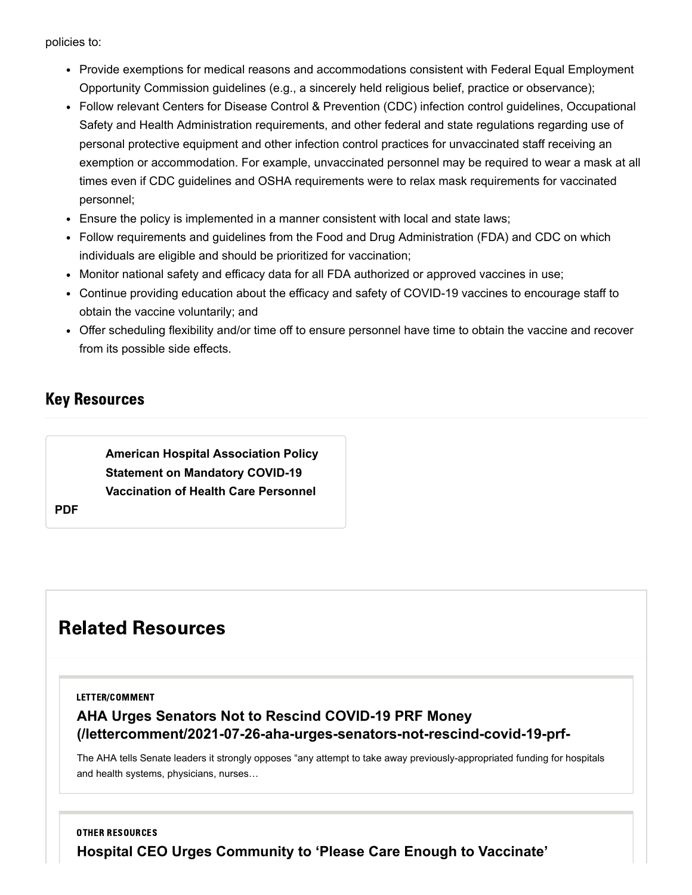policies to:

- Provide exemptions for medical reasons and accommodations consistent with Federal Equal Employment Opportunity Commission guidelines (e.g., a sincerely held religious belief, practice or observance);
- Follow relevant Centers for Disease Control & Prevention (CDC) infection control guidelines, Occupational Safety and Health Administration requirements, and other federal and state regulations regarding use of personal protective equipment and other infection control practices for unvaccinated staff receiving an exemption or accommodation. For example, unvaccinated personnel may be required to wear a mask at all times even if CDC guidelines and OSHA requirements were to relax mask requirements for vaccinated personnel;
- Ensure the policy is implemented in a manner consistent with local and state laws;
- Follow requirements and guidelines from the Food and Drug Administration (FDA) and CDC on which individuals are eligible and should be prioritized for vaccination;
- Monitor national safety and efficacy data for all FDA authorized or approved vaccines in use;
- Continue providing education about the efficacy and safety of COVID-19 vaccines to encourage staff to obtain the vaccine voluntarily; and
- Offer scheduling flexibility and/or time off to ensure personnel have time to obtain the vaccine and recover from its possible side effects.

## Key Resources

**American Hospital Association Policy Statement on Mandatory COVID-19 Vaccination of Health Care Personnel**

**PDF**

## Related Resources

**LETTER/COMMENT**

### AHA Urges Senators Not to Rescind COVID-19 PRF Money (/lettercomment/2021-07-26-aha-urges-senators-not-rescind-covid-19-prf-

The AHA tells Senate leaders it strongly opposes "any attempt to take away previously-appropriated funding for hospitals and health systems, physicians, nurses…

**OTHER RESOURCES**

### Hospital CEO Urges Community to 'Please Care Enough to Vaccinate'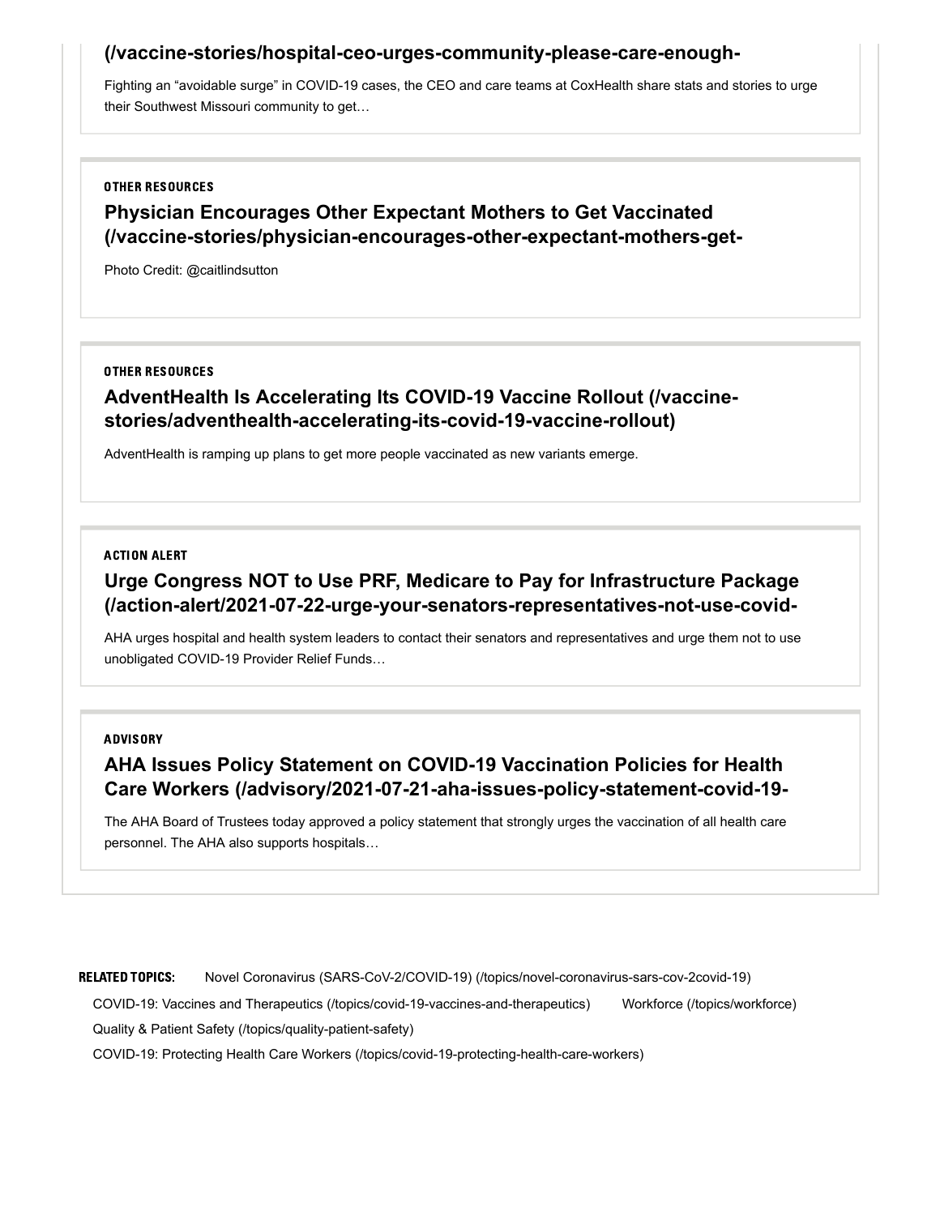**(/vaccine-stories/hospital-ceo-urges-community-please-care-enough-**

Fighting an "avoidable surge" in COVID-19 cases, the CEO and care teams at CoxHealth share stats and stories to urge their Southwest Missouri community to get…

OTHER RESOURCES

### Physician Encourages Other Expectant Mothers to Get Vaccinated (/vaccine-stories/physician-encourages-other-expectant-mothers-get-

Photo Credit: @caitlindsutton

OTHER RESOURCES

### AdventHealth Is Accelerating Its COVID-19 Vaccine Rollout (/vaccine-stories/adventhealth-accelerating-its-covid-19-vaccine-rollout)

AdventHealth is ramping up plans to get more people vaccinated as new variants emerge.

ACTION ALERT

### Urge Congress NOT to Use PRF, Medicare to Pay for Infrastructure Package (/action-alert/2021-07-22-urge-your-senators-representatives-not-use-covid-

AHA urges hospital and health system leaders to contact their senators and representatives and urge them not to use unobligated COVID-19 Provider Relief Funds…

ADVISORY

### AHA Issues Policy Statement on COVID-19 Vaccination Policies for Health Care Workers (/advisory/2021-07-21-aha-issues-policy-statement-covid-19-

The AHA Board of Trustees today approved a policy statement that strongly urges the vaccination of all health care personnel. The AHA also supports hospitals…

**RELATED TOPICS:** Novel Coronavirus (SARS-CoV-2/COVID-19) (/topics/novel-coronavirus-sars-cov-2covid-19)

COVID-19: Vaccines and Therapeutics (/topics/covid-19-vaccines-and-therapeutics) Workforce (/topics/workforce)

Quality & Patient Safety (/topics/quality-patient-safety)

COVID-19: Protecting Health Care Workers (/topics/covid-19-protecting-health-care-workers)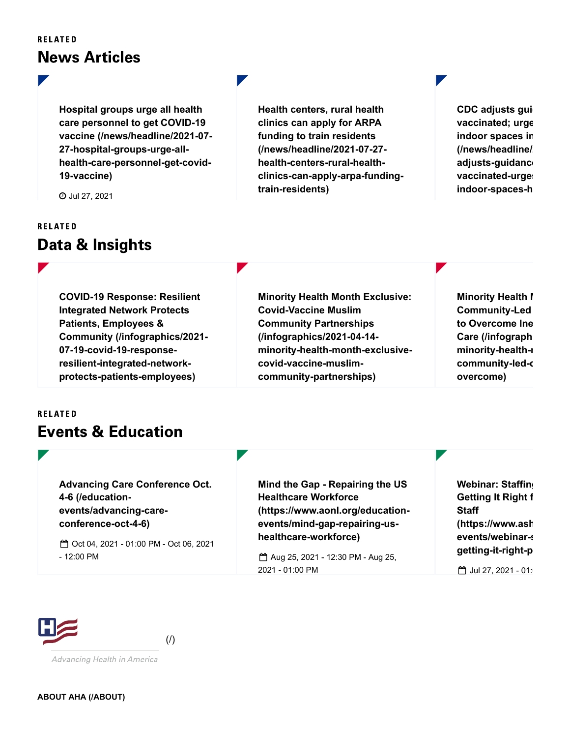RELATED

## News Articles

**Hospital groups urge all health care personnel to get COVID-19 vaccine (/news/headline/2021-07-27-hospital-groups-urge-all-health-care-personnel-get-covid-19-vaccine)**

Jul 27, 2021

**Health centers, rural health clinics can apply for ARPA funding to train residents (/news/headline/2021-07-27-health-centers-rural-health-clinics-can-apply-arpa-funding-train-residents)**

**CDC adjusts gui vaccinated; urge indoor spaces in (/news/headline/ adjusts-guidanc vaccinated-urge indoor-spaces-h**

RELATED

## Data & Insights

**COVID-19 Response: Resilient Integrated Network Protects Patients, Employees & Community (/infographics/2021-07-19-covid-19-response-resilient-integrated-network-protects-patients-employees)**

**Minority Health Month Exclusive: Covid-Vaccine Muslim Community Partnerships (/infographics/2021-04-14-minority-health-month-exclusive-covid-vaccine-muslim-community-partnerships)**

**Minority Health M Community-Led to Overcome Ine Care (/infograph minority-health-r community-led-c overcome)**

RELATED

## Events & Education

**Advancing Care Conference Oct. 4-6 (/education-events/advancing-care-conference-oct-4-6)**

Oct 04, 2021 - 01:00 PM - Oct 06, 2021 - 12:00 PM

**Mind the Gap - Repairing the US Healthcare Workforce (https://www.aonl.org/education-events/mind-gap-repairing-us-healthcare-workforce)**

Aug 25, 2021 - 12:30 PM - Aug 25, 2021 - 01:00 PM

**Webinar: Staffin Getting It Right f Staff (https://www.ash events/webinar-s getting-it-right-p**

Jul 27, 2021 - 01:

(/)

Advancing Health in America

ABOUT AHA (/ABOUT)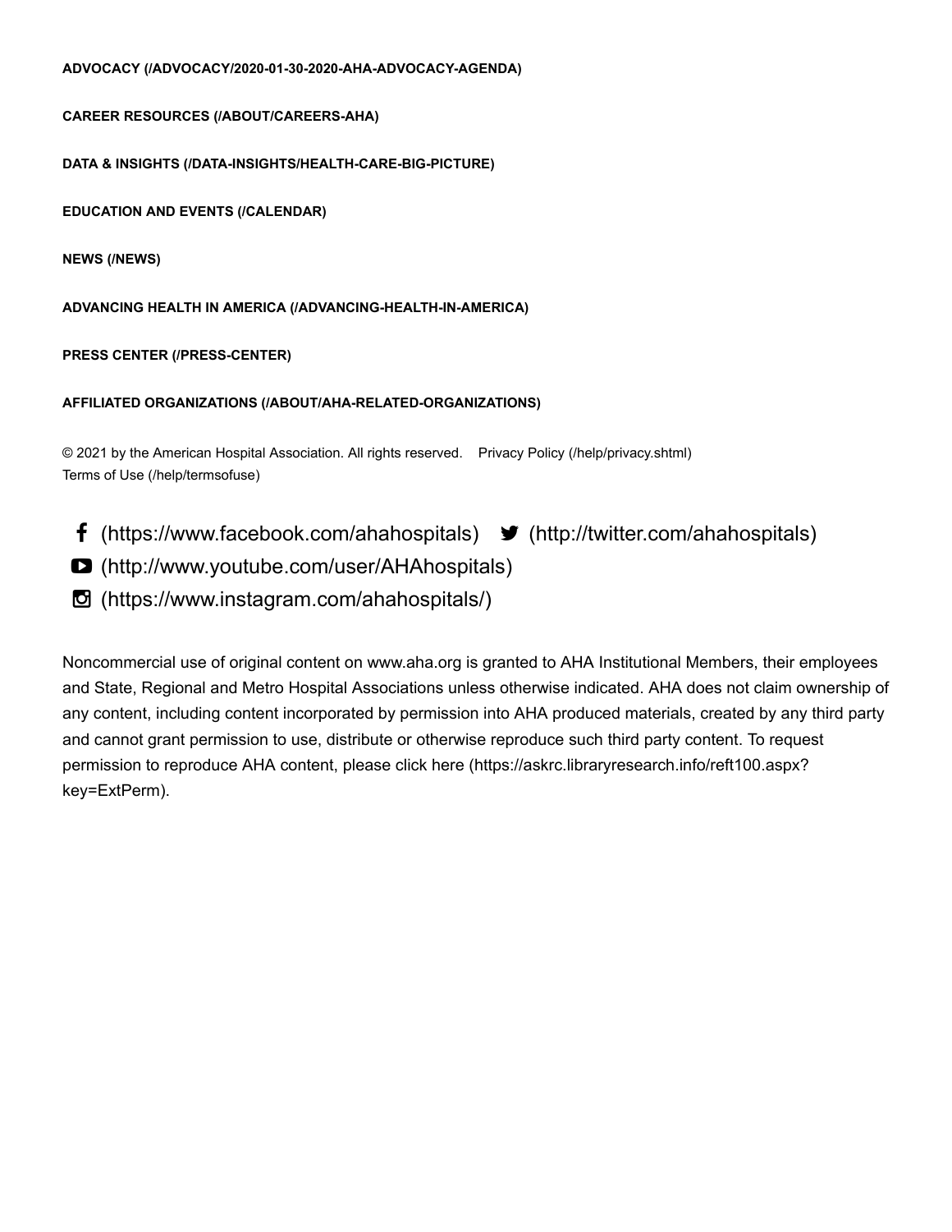**ADVOCACY (/ADVOCACY/2020-01-30-2020-AHA-ADVOCACY-AGENDA)**

**CAREER RESOURCES (/ABOUT/CAREERS-AHA)**

**DATA & INSIGHTS (/DATA-INSIGHTS/HEALTH-CARE-BIG-PICTURE)**

**EDUCATION AND EVENTS (/CALENDAR)**

**NEWS (/NEWS)**

**ADVANCING HEALTH IN AMERICA (/ADVANCING-HEALTH-IN-AMERICA)**

**PRESS CENTER (/PRESS-CENTER)**

**AFFILIATED ORGANIZATIONS (/ABOUT/AHA-RELATED-ORGANIZATIONS)**

© 2021 by the American Hospital Association. All rights reserved. Privacy Policy (/help/privacy.shtml)
Terms of Use (/help/termsofuse)

(https://www.facebook.com/ahahospitals) (http://twitter.com/ahahospitals)
(http://www.youtube.com/user/AHAhospitals)
(https://www.instagram.com/ahahospitals/)

Noncommercial use of original content on www.aha.org is granted to AHA Institutional Members, their employees and State, Regional and Metro Hospital Associations unless otherwise indicated. AHA does not claim ownership of any content, including content incorporated by permission into AHA produced materials, created by any third party and cannot grant permission to use, distribute or otherwise reproduce such third party content. To request permission to reproduce AHA content, please click here (https://askrc.libraryresearch.info/reft100.aspx?key=ExtPerm).